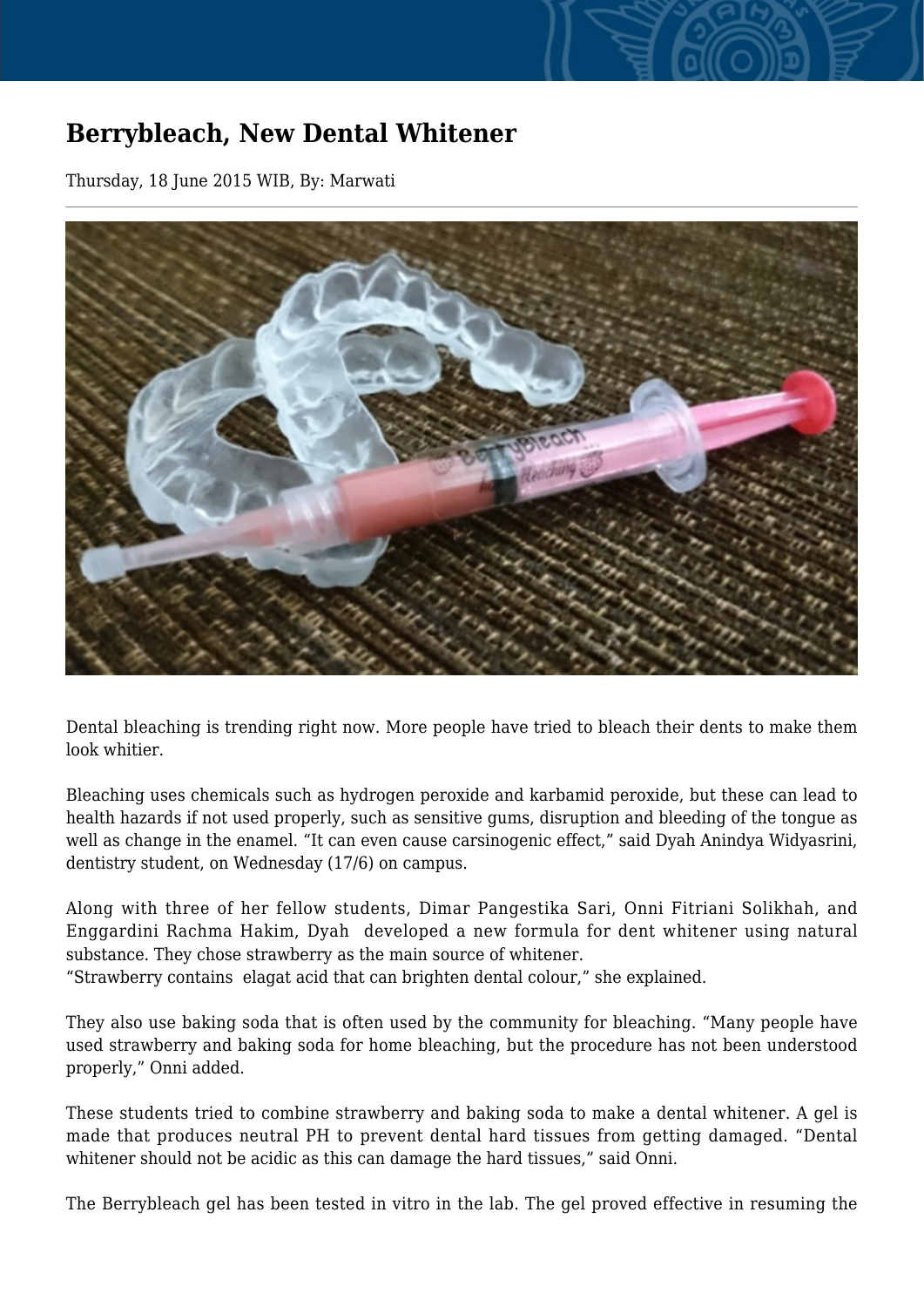# Berrybleach, New Dental Whitener

Thursday, 18 June 2015 WIB, By: Marwati

Dental bleaching is trending right now. More people have tried to bleach their dents to make them look whitier.

Bleaching uses chemicals such as hydrogen peroxide and karbamid peroxide, but these can lead to health hazards if not used properly, such as sensitive gums, disruption and bleeding of the tongue as well as change in the enamel. “It can even cause carsinogenic effect,” said Dyah Anindya Widyasrini, dentistry student, on Wednesday (17/6) on campus.

Along with three of her fellow students, Dimar Pangestika Sari, Onni Fitriani Solikhah, and Enggardini Rachma Hakim, Dyah developed a new formula for dent whitener using natural substance. They chose strawberry as the main source of whitener.
“Strawberry contains elagat acid that can brighten dental colour,” she explained.

They also use baking soda that is often used by the community for bleaching. “Many people have used strawberry and baking soda for home bleaching, but the procedure has not been understood properly,” Onni added.

These students tried to combine strawberry and baking soda to make a dental whitener. A gel is made that produces neutral PH to prevent dental hard tissues from getting damaged. “Dental whitener should not be acidic as this can damage the hard tissues,” said Onni.

The Berrybleach gel has been tested in vitro in the lab. The gel proved effective in resuming the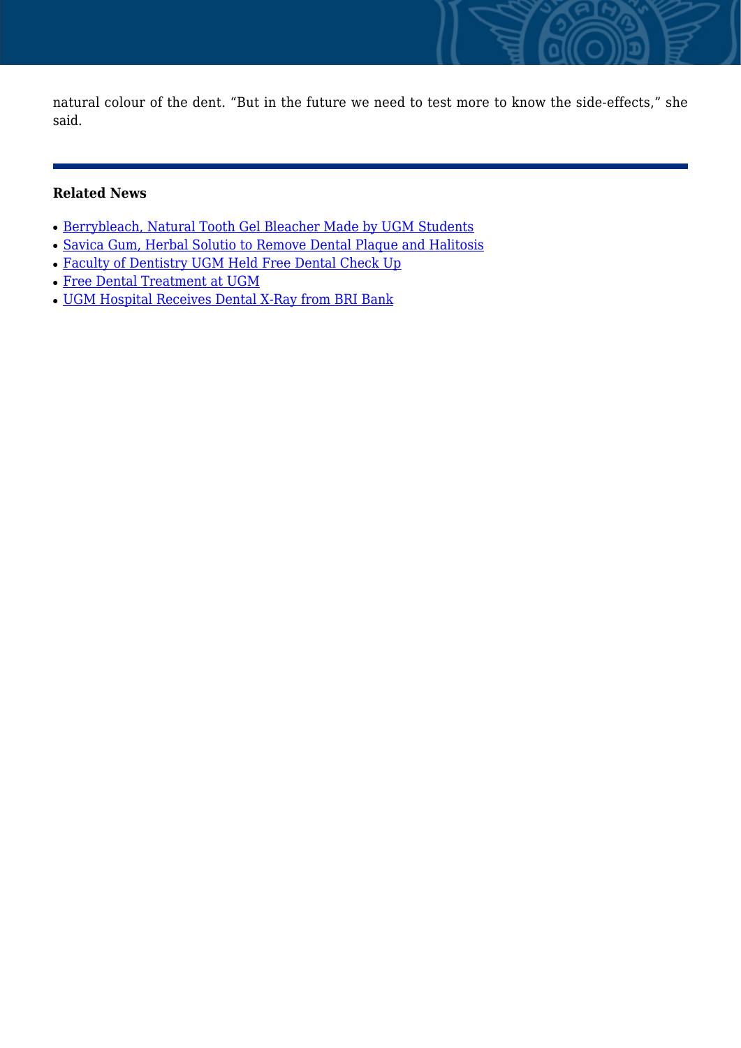natural colour of the dent. “But in the future we need to test more to know the side-effects,” she said.

---

**Related News**

- Berrybleach, Natural Tooth Gel Bleacher Made by UGM Students
- Savica Gum, Herbal Solutio to Remove Dental Plaque and Halitosis
- Faculty of Dentistry UGM Held Free Dental Check Up
- Free Dental Treatment at UGM
- UGM Hospital Receives Dental X-Ray from BRI Bank